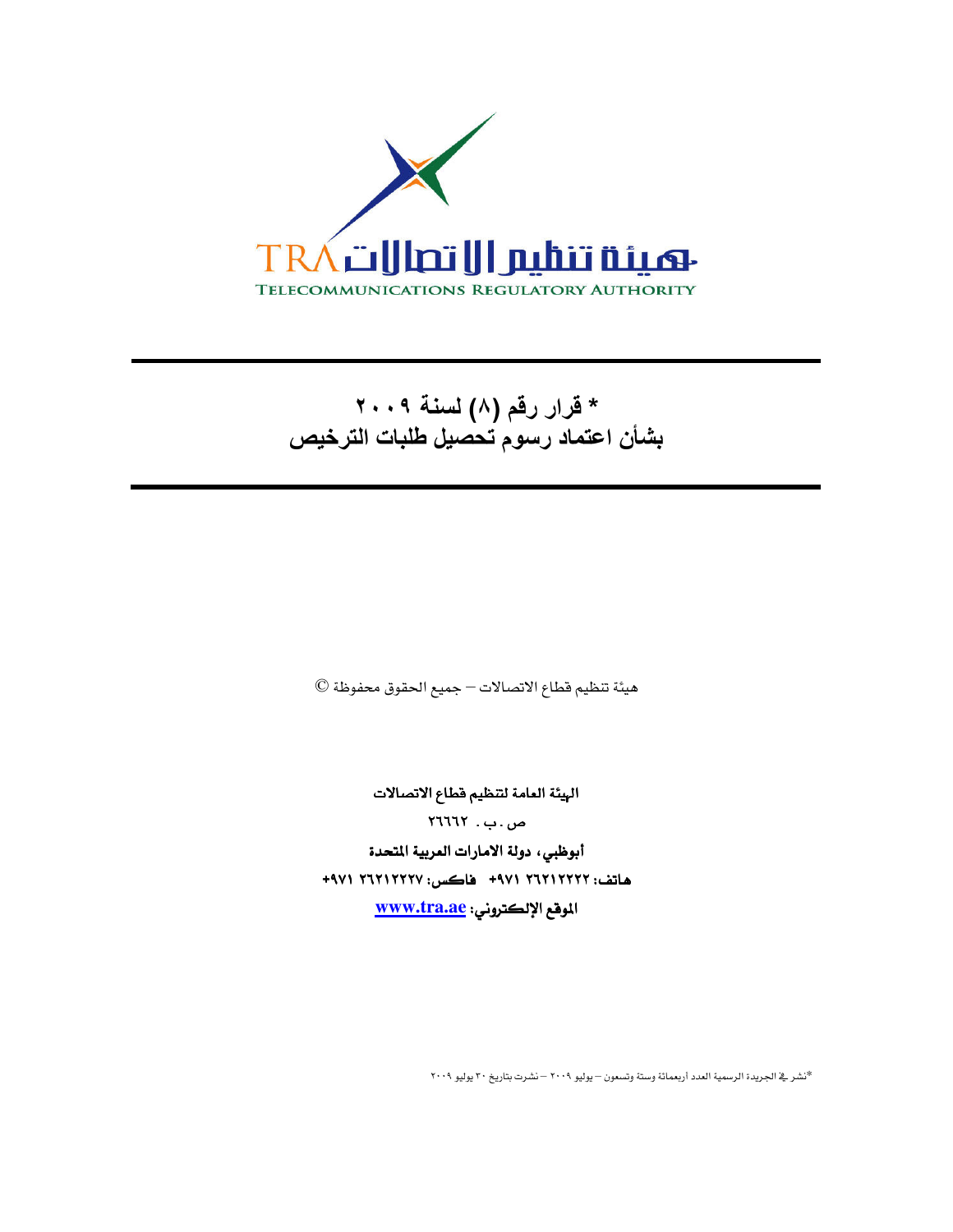هيئة تنظيم الاتصالات TRA

TELECOMMUNICATIONS REGULATORY AUTHORITY

# * قرار رقم (٨) لسنة ٢٠٠٩
# بشأن اعتماد رسوم تحصيل طلبات الترخيص

هيئة تنظيم قطاع الاتصالات – جميع الحقوق محفوظة ©

**الهيئة العامة لتنظيم قطاع الاتصالات**

ص.ب. ٢٦٦٦٢

**أبوظبي، دولة الامارات العربية المتحدة**

**هاتف: ٢٦٢١٢٢٢٢ ٩٧١+ فاكس: ٢٦٢١٢٢٢٧ ٩٧١+**

**الموقع الإلكتروني: www.tra.ae**

*نشر في الجريدة الرسمية العدد أربعمائة وستة وتسعون – يوليو ٢٠٠٩ – نشرت بتاريخ ٣٠ يوليو ٢٠٠٩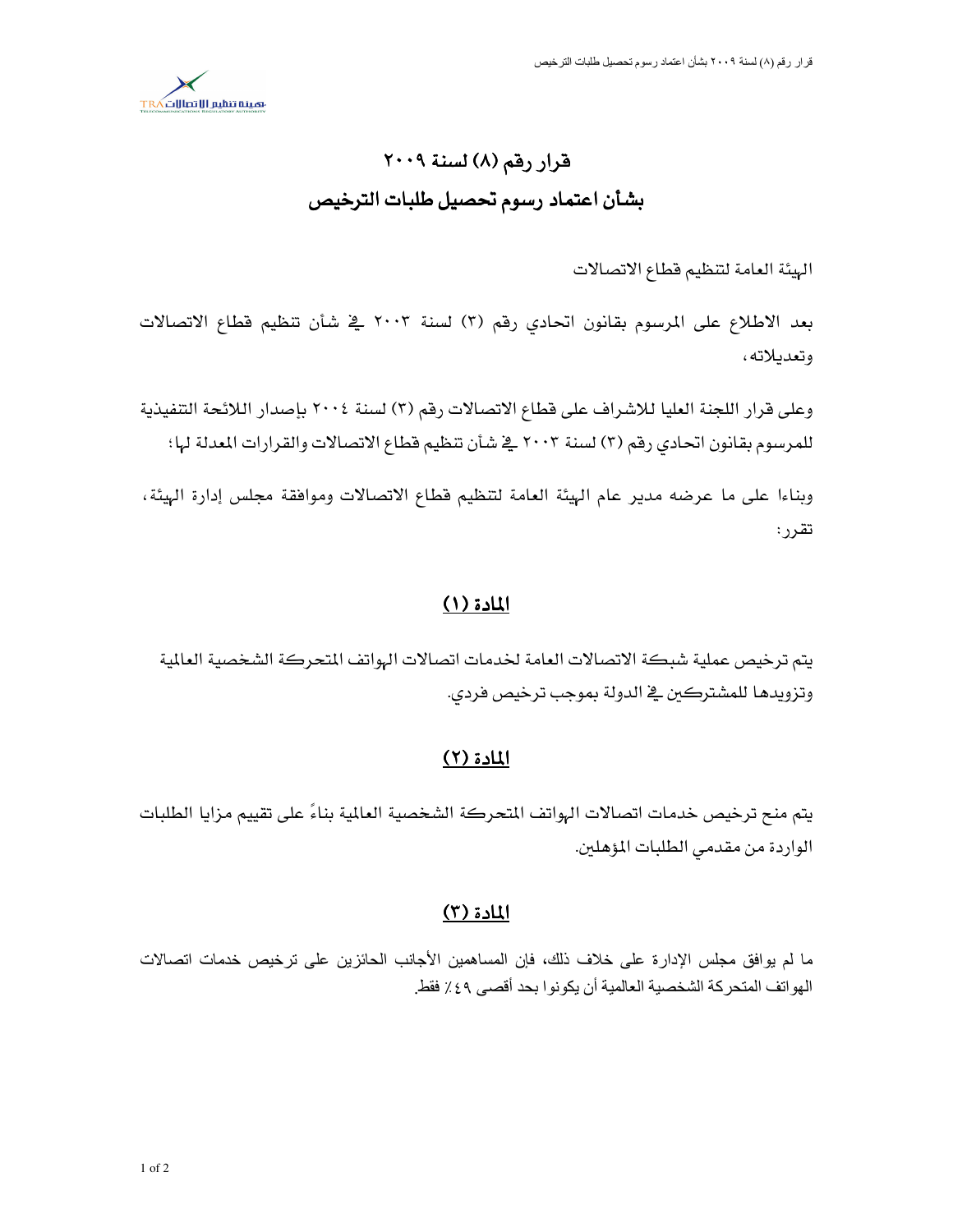# قرار رقم (٨) لسنة ٢٠٠٩

# بشأن اعتماد رسوم تحصيل طلبات الترخيص

الهيئة العامة لتنظيم قطاع الاتصالات

بعد الاطلاع على المرسوم بقانون اتحادي رقم (٣) لسنة ٢٠٠٣ في شأن تنظيم قطاع الاتصالات وتعديلاته،

وعلى قرار اللجنة العليا للاشراف على قطاع الاتصالات رقم (٣) لسنة ٢٠٠٤ بإصدار اللائحة التنفيذية للمرسوم بقانون اتحادي رقم (٣) لسنة ٢٠٠٣ في شأن تنظيم قطاع الاتصالات والقرارات المعدلة لها؛

وبناءا على ما عرضه مدير عام الهيئة العامة لتنظيم قطاع الاتصالات وموافقة مجلس إدارة الهيئة، تقرر:

## المادة (١)

يتم ترخيص عملية شبكة الاتصالات العامة لخدمات اتصالات الهواتف المتحركة الشخصية العالمية وتزويدها للمشتركين في الدولة بموجب ترخيص فردي.

## المادة (٢)

يتم منح ترخيص خدمات اتصالات الهواتف المتحركة الشخصية العالمية بناءً على تقييم مزايا الطلبات الواردة من مقدمي الطلبات المؤهلين.

## المادة (٣)

ما لم يوافق مجلس الإدارة على خلاف ذلك، فإن المساهمين الأجانب الحائزين على ترخيص خدمات اتصالات الهواتف المتحركة الشخصية العالمية أن يكونوا بحد أقصى ٤٩٪ فقط.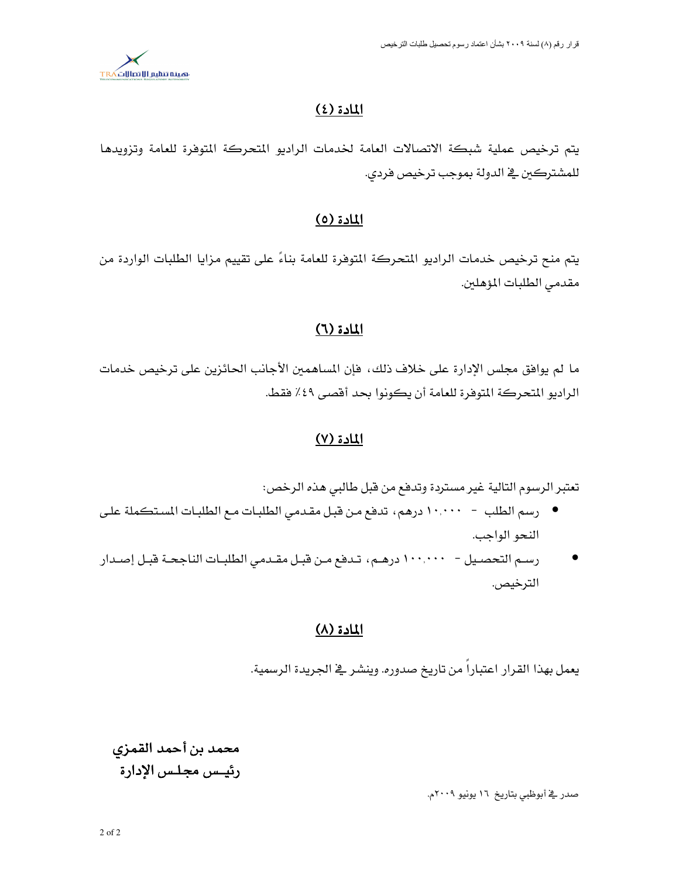## المادة (٤)

يتم ترخيص عملية شبكة الاتصالات العامة لخدمات الراديو المتحركة المتوفرة للعامة وتزويدها للمشتركين في الدولة بموجب ترخيص فردي.

## المادة (٥)

يتم منح ترخيص خدمات الراديو المتحركة المتوفرة للعامة بناءً على تقييم مزايا الطلبات الواردة من مقدمي الطلبات المؤهلين.

## المادة (٦)

ما لم يوافق مجلس الإدارة على خلاف ذلك، فإن المساهمين الأجانب الحائزين على ترخيص خدمات الراديو المتحركة المتوفرة للعامة أن يكونوا بحد أقصى ٤٩٪ فقط.

## المادة (٧)

تعتبر الرسوم التالية غير مستردة وتدفع من قبل طالبي هذه الرخص:

- رسم الطلب - ١٠,٠٠٠ درهم، تدفع من قبل مقدمي الطلبات مع الطلبات المستكملة على النحو الواجب.
- رسم التحصيل - ١٠٠,٠٠٠ درهم، تدفع من قبل مقدمي الطلبات الناجحة قبل إصدار الترخيص.

## المادة (٨)

يعمل بهذا القرار اعتباراً من تاريخ صدوره. وينشر في الجريدة الرسمية.

**محمد بن أحمد القمزي**
**رئيس مجلس الإدارة**

صدر في أبوظبي بتاريخ ١٦ يونيو ٢٠٠٩م.